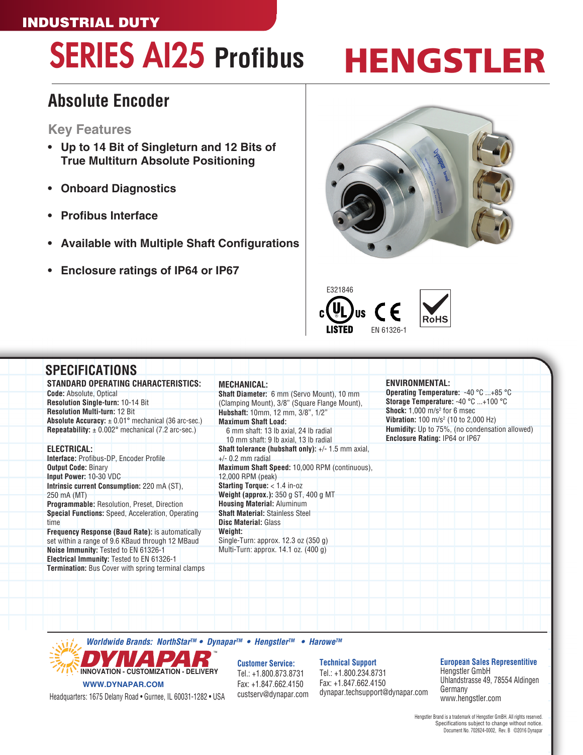INDUSTRIAL DUTY

# SERIES AI25 Profibus

HENGSTLER

## Absolute Encoder

### Key Features

- **Up to 14 Bit of Singleturn and 12 Bits of True Multiturn Absolute Positioning**
- **Onboard Diagnostics**
- **Profibus Interface**
- **Available with Multiple Shaft Configurations**
- **Enclosure ratings of IP64 or IP67**

E321846

c UL us LISTED    CE EN 61326-1    RoHS

## SPECIFICATIONS

### STANDARD OPERATING CHARACTERISTICS:

**Code:** Absolute, Optical
**Resolution Single-turn:** 10-14 Bit
**Resolution Multi-turn:** 12 Bit
**Absolute Accuracy:** ± 0.01° mechanical (36 arc-sec.)
**Repeatability:** ± 0.002° mechanical (7.2 arc-sec.)

### ELECTRICAL:

**Interface:** Profibus-DP, Encoder Profile
**Output Code:** Binary
**Input Power:** 10-30 VDC
**Intrinsic current Consumption:** 220 mA (ST), 250 mA (MT)
**Programmable:** Resolution, Preset, Direction
**Special Functions:** Speed, Acceleration, Operating time
**Frequency Response (Baud Rate):** is automatically set within a range of 9.6 KBaud through 12 MBaud
**Noise Immunity:** Tested to EN 61326-1
**Electrical Immunity:** Tested to EN 61326-1
**Termination:** Bus Cover with spring terminal clamps

### MECHANICAL:

**Shaft Diameter:** 6 mm (Servo Mount), 10 mm (Clamping Mount), 3/8" (Square Flange Mount),
**Hubshaft:** 10mm, 12 mm, 3/8", 1/2"
**Maximum Shaft Load:**
6 mm shaft: 13 lb axial, 24 lb radial
10 mm shaft: 9 lb axial, 13 lb radial
**Shaft tolerance (hubshaft only):** +/- 1.5 mm axial, +/- 0.2 mm radial
**Maximum Shaft Speed:** 10,000 RPM (continuous), 12,000 RPM (peak)
**Starting Torque:** < 1.4 in-oz
**Weight (approx.):** 350 g ST, 400 g MT
**Housing Material:** Aluminum
**Shaft Material:** Stainless Steel
**Disc Material:** Glass
**Weight:**
Single-Turn: approx. 12.3 oz (350 g)
Multi-Turn: approx. 14.1 oz. (400 g)

### ENVIRONMENTAL:

**Operating Temperature:** -40 °C ...+85 °C
**Storage Temperature:** -40 °C ...+100 °C
**Shock:** 1,000 m/s² for 6 msec
**Vibration:** 100 m/s² (10 to 2,000 Hz)
**Humidity:** Up to 75%, (no condensation allowed)
**Enclosure Rating:** IP64 or IP67

---

*Worldwide Brands: NorthStar™ • Dynapar™ • Hengstler™ • Harowe™*

DYNAPAR™ INNOVATION - CUSTOMIZATION - DELIVERY
WWW.DYNAPAR.COM
Headquarters: 1675 Delany Road • Gurnee, IL 60031-1282 • USA

**Customer Service:**
Tel.: +1.800.873.8731
Fax: +1.847.662.4150
custserv@dynapar.com

**Technical Support**
Tel.: +1.800.234.8731
Fax: +1.847.662.4150
dynapar.techsupport@dynapar.com

**European Sales Representitive**
Hengstler GmbH
Uhlandstrasse 49, 78554 Aldingen
Germany
www.hengstler.com

Hengstler Brand is a trademark of Hengstler GmBH. All rights reserved.
Specifications subject to change without notice.
Document No. 702624-0002, Rev. B ©2016 Dynapar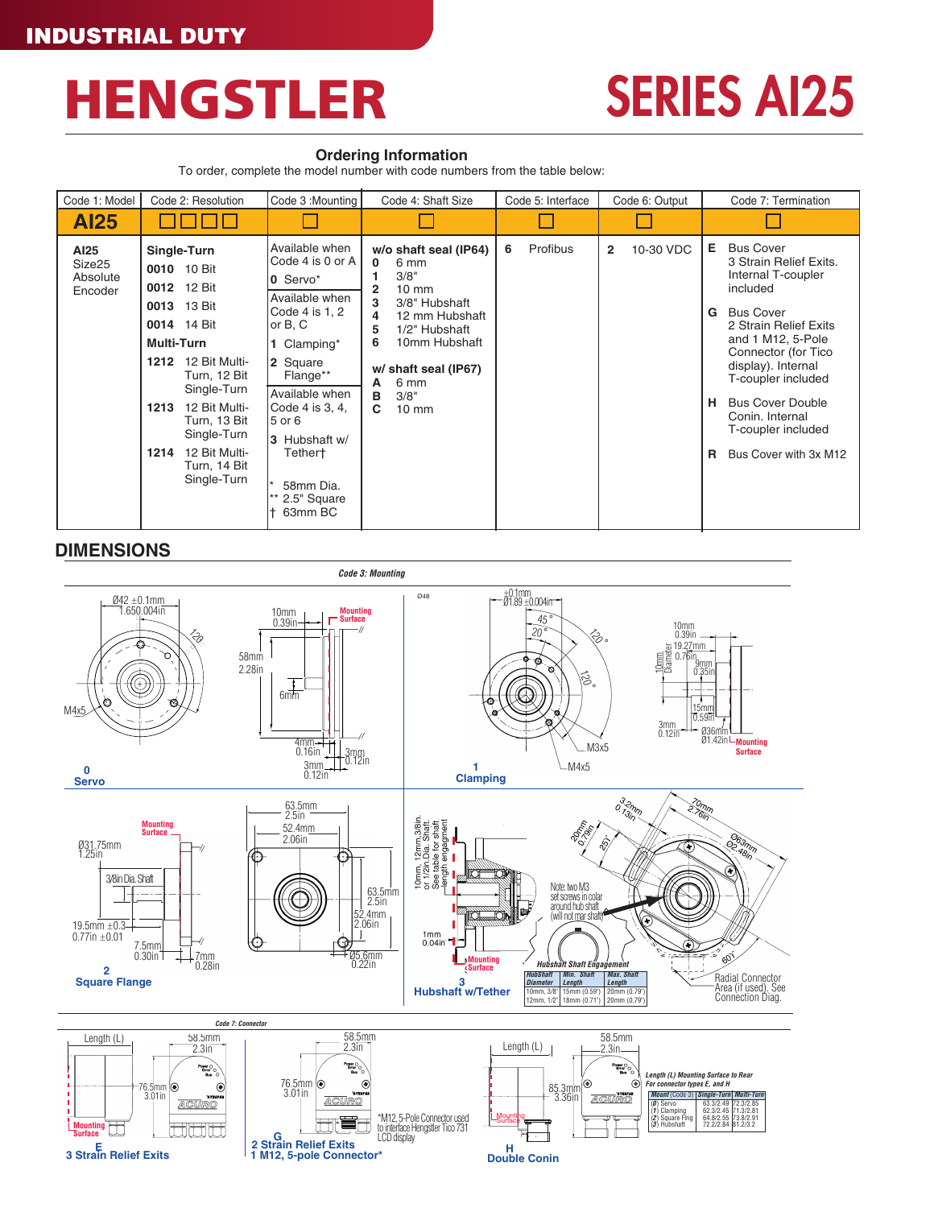INDUSTRIAL DUTY

# HENGSTLER

# SERIES AI25

## Ordering Information

To order, complete the model number with code numbers from the table below:

| Code 1: Model | Code 2: Resolution | Code 3 :Mounting | Code 4: Shaft Size | Code 5: Interface | Code 6: Output | Code 7: Termination |
|---|---|---|---|---|---|---|
| **AI25** | □□□□ | □ | □ | □ | □ | □ |
| **AI25** Size25 Absolute Encoder | **Single-Turn**<br>**0010** 10 Bit<br>**0012** 12 Bit<br>**0013** 13 Bit<br>**0014** 14 Bit<br>**Multi-Turn**<br>**1212** 12 Bit Multi-Turn, 12 Bit Single-Turn<br>**1213** 12 Bit Multi-Turn, 13 Bit Single-Turn<br>**1214** 12 Bit Multi-Turn, 14 Bit Single-Turn | Available when Code 4 is 0 or A<br>**0** Servo*<br>Available when Code 4 is 1, 2 or B, C<br>**1** Clamping*<br>**2** Square Flange**<br>Available when Code 4 is 3, 4, 5 or 6<br>**3** Hubshaft w/ Tether†<br><br>* 58mm Dia.<br>** 2.5" Square<br>† 63mm BC | **w/o shaft seal (IP64)**<br>**0** 6 mm<br>**1** 3/8"<br>**2** 10 mm<br>**3** 3/8" Hubshaft<br>**4** 12 mm Hubshaft<br>**5** 1/2" Hubshaft<br>**6** 10mm Hubshaft<br>**w/ shaft seal (IP67)**<br>**A** 6 mm<br>**B** 3/8"<br>**C** 10 mm | **6** Profibus | **2** 10-30 VDC | **E** Bus Cover 3 Strain Relief Exits. Internal T-coupler included<br>**G** Bus Cover 2 Strain Relief Exits and 1 M12, 5-Pole Connector (for Tico display). Internal T-coupler included<br>**H** Bus Cover Double Conin. Internal T-coupler included<br>**R** Bus Cover with 3x M12 |

## DIMENSIONS

*Code 3: Mounting*

Ø42 ±0.1mm 1.650.004in
120
M4x5
10mm 0.39in
Mounting Surface
58mm 2.28in
6mm
4mm 0.16in
3mm 0.12in
3mm 0.12in

**0 Servo**

Ø48
±0.1mm Ø1.89 ±0.004in
45°
20°
120°
120°
M3x5
M4x5
10mm 0.39in
10mm Diameter
19.27mm 0.76in
9mm 0.35in
15mm 0.59in
3mm 0.12in
Ø36mm Ø1.42in
Mounting Surface

**1 Clamping**

Mounting Surface
Ø31.75mm 1.25in
3/8in Dia. Shaft
19.5mm ±0.3 0.77in ±0.01
7.5mm 0.30in
7mm 0.28in
63.5mm 2.5in
52.4mm 2.06in
63.5mm 2.5in
52.4mm 2.06in
Ø5.6mm 0.22in

**2 Square Flange**

10mm, 12mm, 3/8in. or 1/2in.Dia. Shaft. See table for shaft length engagement
1mm 0.04in
Mounting Surface
Note: two M3 set screws in collar around hub shaft (will not mar shaft)
3.2mm 0.13in
70mm 2.76in
20mm 0.79in
25°
Ø63mm Ø2.48in
60°
Radial Connector Area (if used). See Connection Diag.

*Hubshaft Shaft Engagement*

| Hubshaft Diameter | Min. Shaft Length | Max. Shaft Length |
|---|---|---|
| 10mm, 3/8" | 15mm (0.59") | 20mm (0.79") |
| 12mm, 1/2" | 18mm (0.71") | 20mm (0.79") |

**3 Hubshaft w/Tether**

*Code 7: Connector*

Length (L)
58.5mm 2.3in
76.5mm 3.01in
Mounting Surface

**E 3 Strain Relief Exits**

58.5mm 2.3in
76.5mm 3.01in
*M12, 5-Pole Connector used to interface Hengstler Tico 731 LCD display

**G 2 Strain Relief Exits 1 M12, 5-pole Connector***

Length (L)
58.5mm 2.3in
85.3mm 3.36in
Mounting Surface

**H Double Conin**

*Length (L) Mounting Surface to Rear For connector types E, and H*

| Mount (Code 3) | Single-Turn | Multi-Turn |
|---|---|---|
| (0) Servo | 63.3/2.49 | 72.3/2.85 |
| (1) Clamping | 62.3/2.45 | 71.3/2.81 |
| (2) Square Flng | 64.8/2.55 | 73.8/2.91 |
| (3) Hubshaft | 72.2/2.84 | 81.2/3.2 |